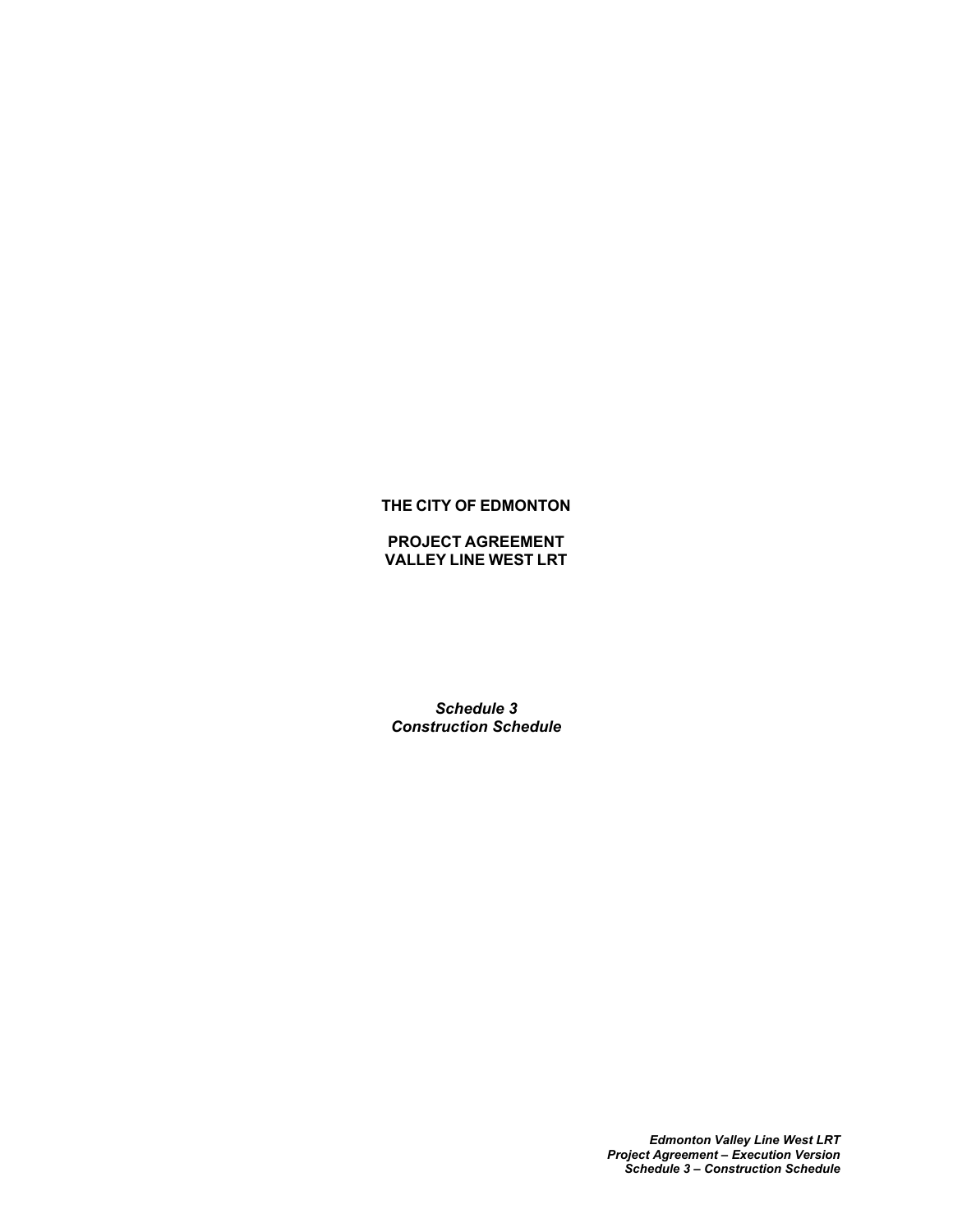**THE CITY OF EDMONTON**

**PROJECT AGREEMENT**
**VALLEY LINE WEST LRT**

***Schedule 3***
***Construction Schedule***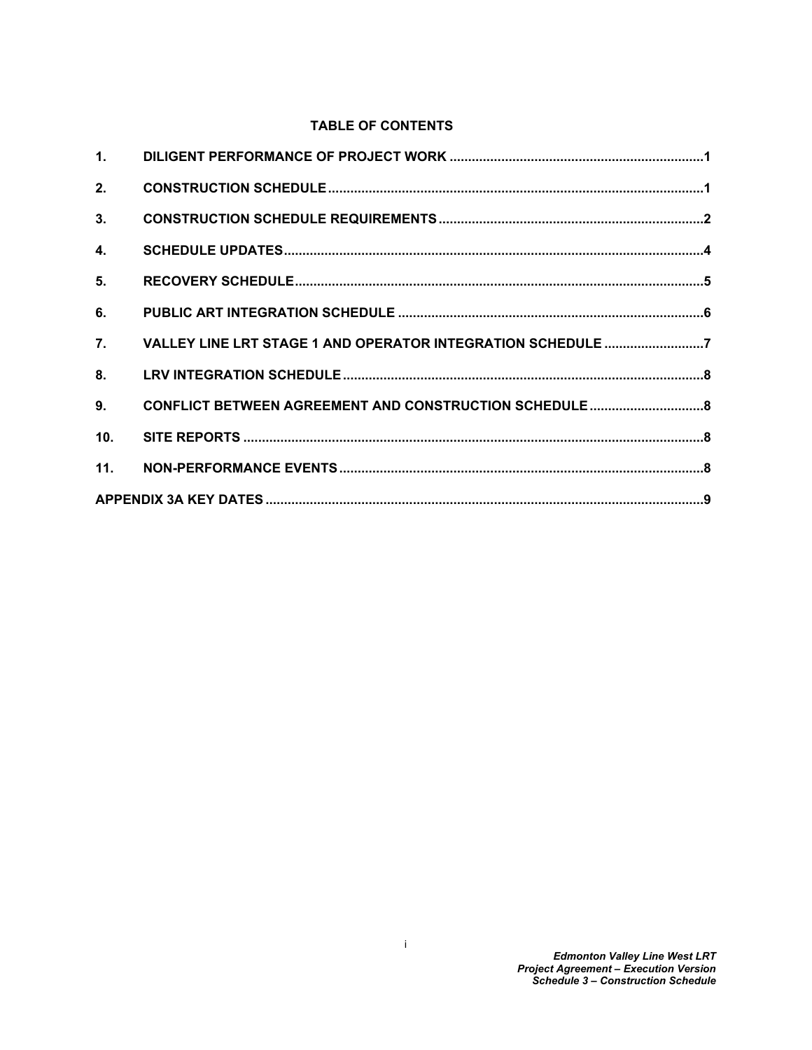**TABLE OF CONTENTS**

| | | |
|---|---|---|
| 1. | DILIGENT PERFORMANCE OF PROJECT WORK | 1 |
| 2. | CONSTRUCTION SCHEDULE | 1 |
| 3. | CONSTRUCTION SCHEDULE REQUIREMENTS | 2 |
| 4. | SCHEDULE UPDATES | 4 |
| 5. | RECOVERY SCHEDULE | 5 |
| 6. | PUBLIC ART INTEGRATION SCHEDULE | 6 |
| 7. | VALLEY LINE LRT STAGE 1 AND OPERATOR INTEGRATION SCHEDULE | 7 |
| 8. | LRV INTEGRATION SCHEDULE | 8 |
| 9. | CONFLICT BETWEEN AGREEMENT AND CONSTRUCTION SCHEDULE | 8 |
| 10. | SITE REPORTS | 8 |
| 11. | NON-PERFORMANCE EVENTS | 8 |
| APPENDIX 3A KEY DATES | | 9 |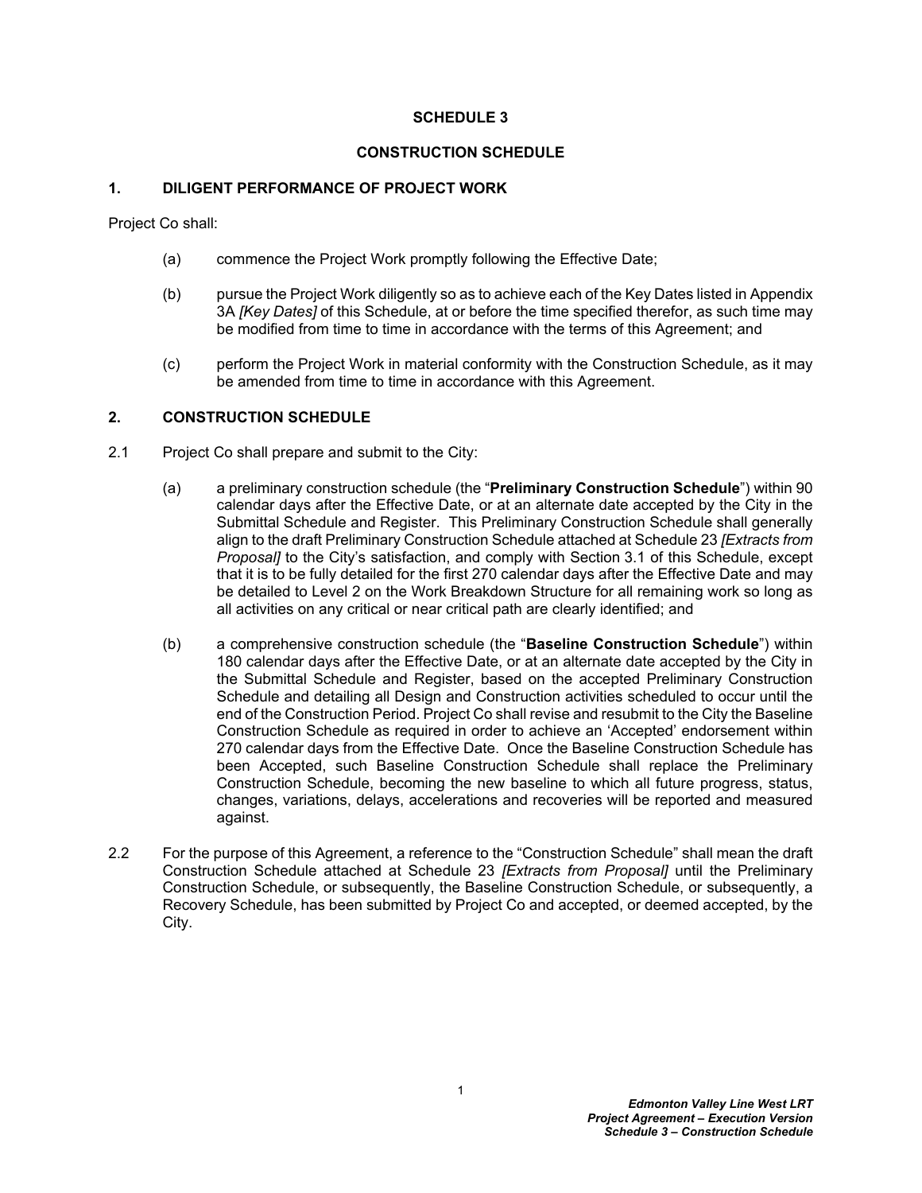# SCHEDULE 3

# CONSTRUCTION SCHEDULE

## 1. DILIGENT PERFORMANCE OF PROJECT WORK

Project Co shall:

(a) commence the Project Work promptly following the Effective Date;

(b) pursue the Project Work diligently so as to achieve each of the Key Dates listed in Appendix 3A *[Key Dates]* of this Schedule, at or before the time specified therefor, as such time may be modified from time to time in accordance with the terms of this Agreement; and

(c) perform the Project Work in material conformity with the Construction Schedule, as it may be amended from time to time in accordance with this Agreement.

## 2. CONSTRUCTION SCHEDULE

2.1 Project Co shall prepare and submit to the City:

(a) a preliminary construction schedule (the "**Preliminary Construction Schedule**") within 90 calendar days after the Effective Date, or at an alternate date accepted by the City in the Submittal Schedule and Register. This Preliminary Construction Schedule shall generally align to the draft Preliminary Construction Schedule attached at Schedule 23 *[Extracts from Proposal]* to the City's satisfaction, and comply with Section 3.1 of this Schedule, except that it is to be fully detailed for the first 270 calendar days after the Effective Date and may be detailed to Level 2 on the Work Breakdown Structure for all remaining work so long as all activities on any critical or near critical path are clearly identified; and

(b) a comprehensive construction schedule (the "**Baseline Construction Schedule**") within 180 calendar days after the Effective Date, or at an alternate date accepted by the City in the Submittal Schedule and Register, based on the accepted Preliminary Construction Schedule and detailing all Design and Construction activities scheduled to occur until the end of the Construction Period. Project Co shall revise and resubmit to the City the Baseline Construction Schedule as required in order to achieve an 'Accepted' endorsement within 270 calendar days from the Effective Date. Once the Baseline Construction Schedule has been Accepted, such Baseline Construction Schedule shall replace the Preliminary Construction Schedule, becoming the new baseline to which all future progress, status, changes, variations, delays, accelerations and recoveries will be reported and measured against.

2.2 For the purpose of this Agreement, a reference to the "Construction Schedule" shall mean the draft Construction Schedule attached at Schedule 23 *[Extracts from Proposal]* until the Preliminary Construction Schedule, or subsequently, the Baseline Construction Schedule, or subsequently, a Recovery Schedule, has been submitted by Project Co and accepted, or deemed accepted, by the City.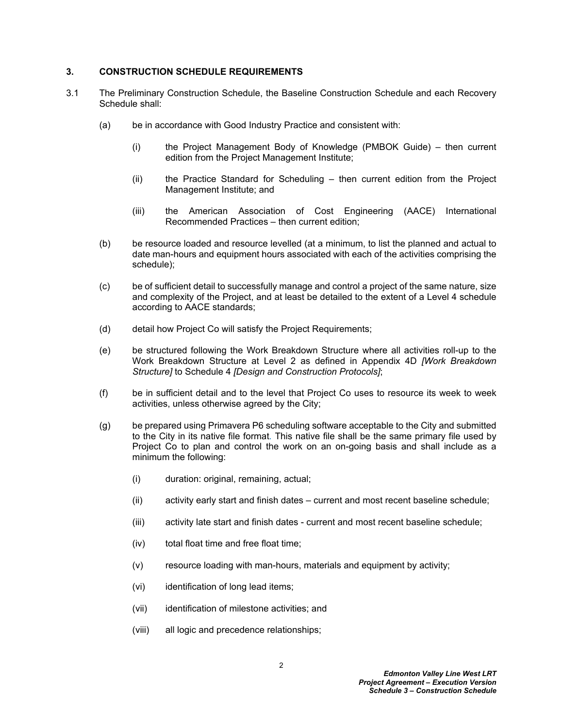## 3. CONSTRUCTION SCHEDULE REQUIREMENTS

3.1 The Preliminary Construction Schedule, the Baseline Construction Schedule and each Recovery Schedule shall:

(a) be in accordance with Good Industry Practice and consistent with:

(i) the Project Management Body of Knowledge (PMBOK Guide) – then current edition from the Project Management Institute;

(ii) the Practice Standard for Scheduling – then current edition from the Project Management Institute; and

(iii) the American Association of Cost Engineering (AACE) International Recommended Practices – then current edition;

(b) be resource loaded and resource levelled (at a minimum, to list the planned and actual to date man-hours and equipment hours associated with each of the activities comprising the schedule);

(c) be of sufficient detail to successfully manage and control a project of the same nature, size and complexity of the Project, and at least be detailed to the extent of a Level 4 schedule according to AACE standards;

(d) detail how Project Co will satisfy the Project Requirements;

(e) be structured following the Work Breakdown Structure where all activities roll-up to the Work Breakdown Structure at Level 2 as defined in Appendix 4D *[Work Breakdown Structure]* to Schedule 4 *[Design and Construction Protocols]*;

(f) be in sufficient detail and to the level that Project Co uses to resource its week to week activities, unless otherwise agreed by the City;

(g) be prepared using Primavera P6 scheduling software acceptable to the City and submitted to the City in its native file format. This native file shall be the same primary file used by Project Co to plan and control the work on an on-going basis and shall include as a minimum the following:

(i) duration: original, remaining, actual;

(ii) activity early start and finish dates – current and most recent baseline schedule;

(iii) activity late start and finish dates - current and most recent baseline schedule;

(iv) total float time and free float time;

(v) resource loading with man-hours, materials and equipment by activity;

(vi) identification of long lead items;

(vii) identification of milestone activities; and

(viii) all logic and precedence relationships;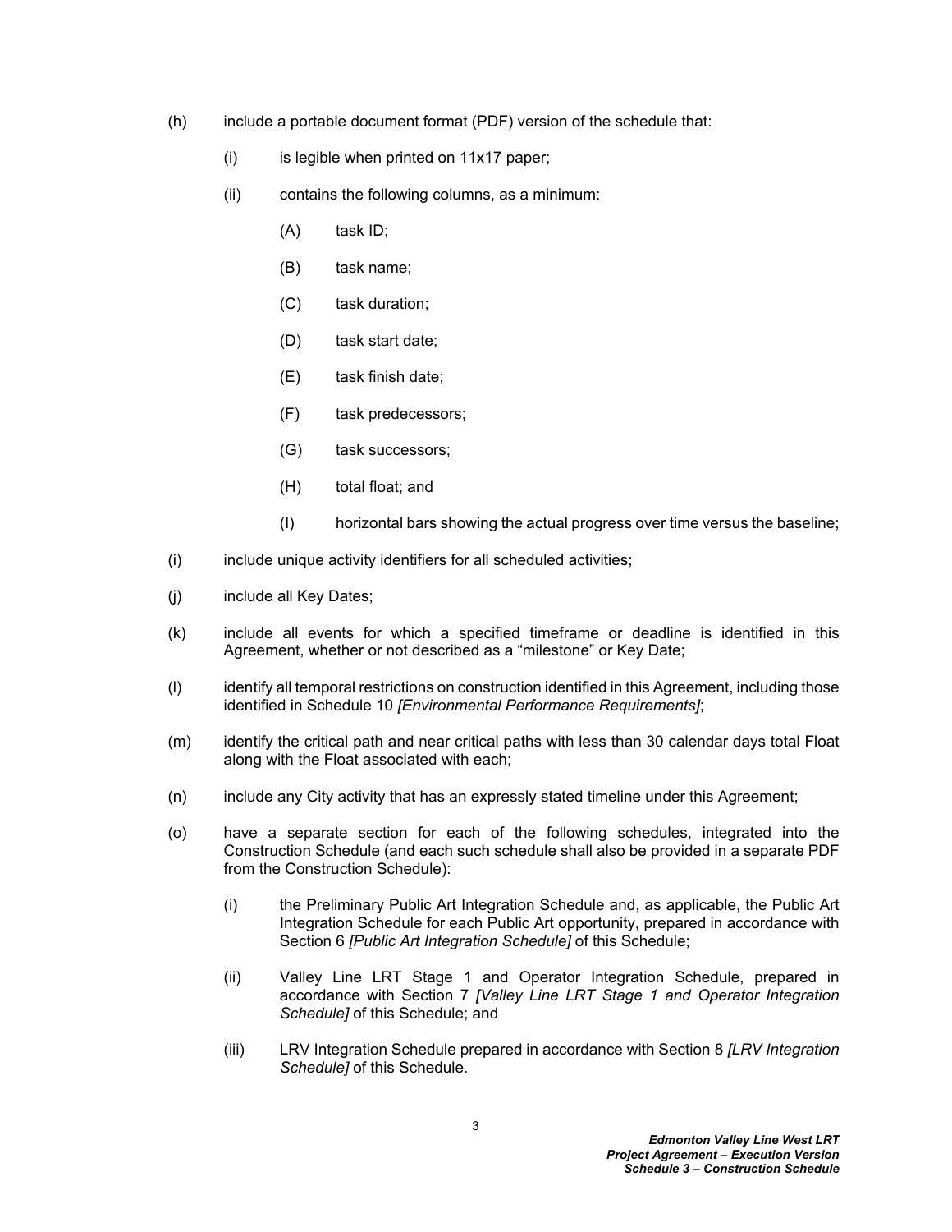(h) include a portable document format (PDF) version of the schedule that:

   (i) is legible when printed on 11x17 paper;

   (ii) contains the following columns, as a minimum:

      (A) task ID;

      (B) task name;

      (C) task duration;

      (D) task start date;

      (E) task finish date;

      (F) task predecessors;

      (G) task successors;

      (H) total float; and

      (I) horizontal bars showing the actual progress over time versus the baseline;

(i) include unique activity identifiers for all scheduled activities;

(j) include all Key Dates;

(k) include all events for which a specified timeframe or deadline is identified in this Agreement, whether or not described as a "milestone" or Key Date;

(l) identify all temporal restrictions on construction identified in this Agreement, including those identified in Schedule 10 *[Environmental Performance Requirements]*;

(m) identify the critical path and near critical paths with less than 30 calendar days total Float along with the Float associated with each;

(n) include any City activity that has an expressly stated timeline under this Agreement;

(o) have a separate section for each of the following schedules, integrated into the Construction Schedule (and each such schedule shall also be provided in a separate PDF from the Construction Schedule):

   (i) the Preliminary Public Art Integration Schedule and, as applicable, the Public Art Integration Schedule for each Public Art opportunity, prepared in accordance with Section 6 *[Public Art Integration Schedule]* of this Schedule;

   (ii) Valley Line LRT Stage 1 and Operator Integration Schedule, prepared in accordance with Section 7 *[Valley Line LRT Stage 1 and Operator Integration Schedule]* of this Schedule; and

   (iii) LRV Integration Schedule prepared in accordance with Section 8 *[LRV Integration Schedule]* of this Schedule.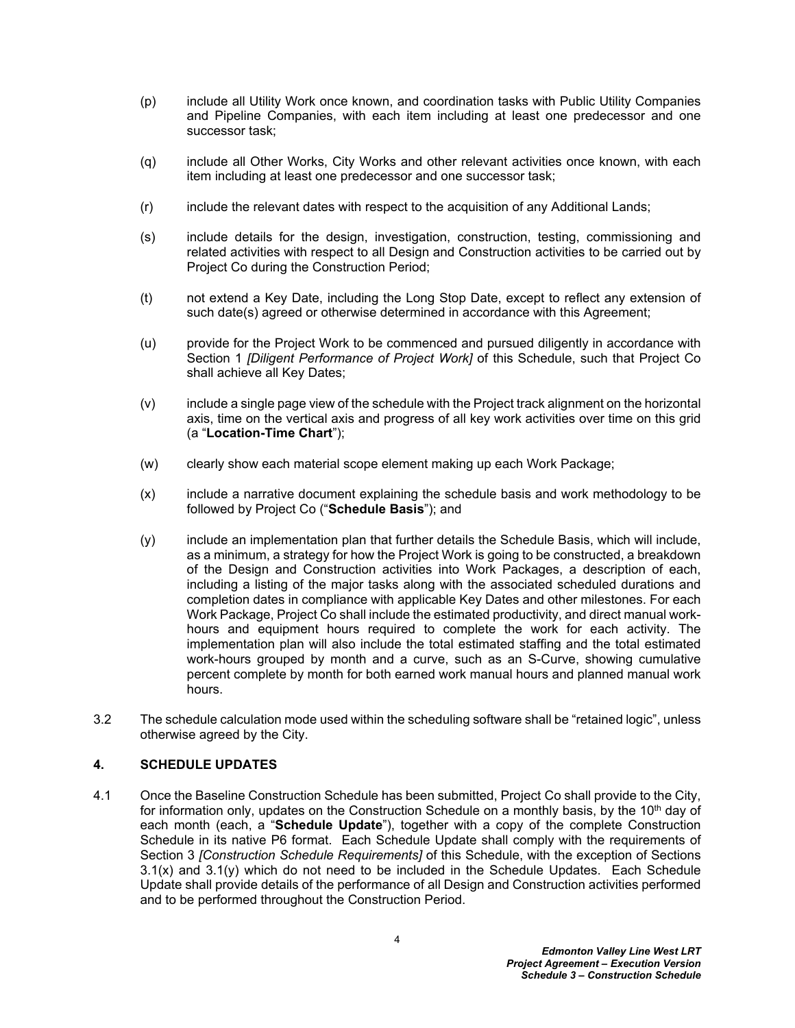(p) include all Utility Work once known, and coordination tasks with Public Utility Companies and Pipeline Companies, with each item including at least one predecessor and one successor task;

(q) include all Other Works, City Works and other relevant activities once known, with each item including at least one predecessor and one successor task;

(r) include the relevant dates with respect to the acquisition of any Additional Lands;

(s) include details for the design, investigation, construction, testing, commissioning and related activities with respect to all Design and Construction activities to be carried out by Project Co during the Construction Period;

(t) not extend a Key Date, including the Long Stop Date, except to reflect any extension of such date(s) agreed or otherwise determined in accordance with this Agreement;

(u) provide for the Project Work to be commenced and pursued diligently in accordance with Section 1 *[Diligent Performance of Project Work]* of this Schedule, such that Project Co shall achieve all Key Dates;

(v) include a single page view of the schedule with the Project track alignment on the horizontal axis, time on the vertical axis and progress of all key work activities over time on this grid (a "**Location-Time Chart**");

(w) clearly show each material scope element making up each Work Package;

(x) include a narrative document explaining the schedule basis and work methodology to be followed by Project Co ("**Schedule Basis**"); and

(y) include an implementation plan that further details the Schedule Basis, which will include, as a minimum, a strategy for how the Project Work is going to be constructed, a breakdown of the Design and Construction activities into Work Packages, a description of each, including a listing of the major tasks along with the associated scheduled durations and completion dates in compliance with applicable Key Dates and other milestones. For each Work Package, Project Co shall include the estimated productivity, and direct manual work-hours and equipment hours required to complete the work for each activity. The implementation plan will also include the total estimated staffing and the total estimated work-hours grouped by month and a curve, such as an S-Curve, showing cumulative percent complete by month for both earned work manual hours and planned manual work hours.

3.2 The schedule calculation mode used within the scheduling software shall be "retained logic", unless otherwise agreed by the City.

## 4. SCHEDULE UPDATES

4.1 Once the Baseline Construction Schedule has been submitted, Project Co shall provide to the City, for information only, updates on the Construction Schedule on a monthly basis, by the 10th day of each month (each, a "**Schedule Update**"), together with a copy of the complete Construction Schedule in its native P6 format. Each Schedule Update shall comply with the requirements of Section 3 *[Construction Schedule Requirements]* of this Schedule, with the exception of Sections 3.1(x) and 3.1(y) which do not need to be included in the Schedule Updates. Each Schedule Update shall provide details of the performance of all Design and Construction activities performed and to be performed throughout the Construction Period.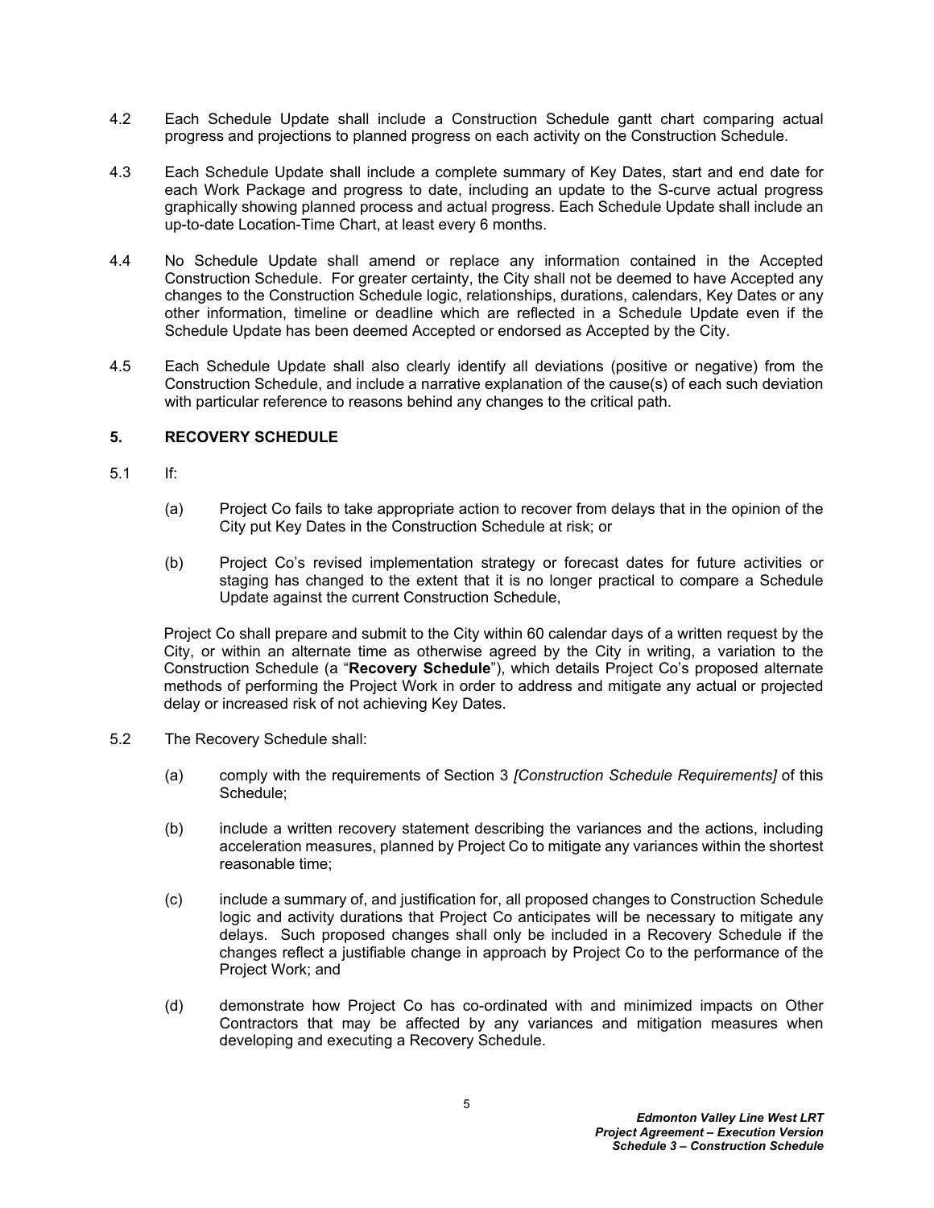4.2 Each Schedule Update shall include a Construction Schedule gantt chart comparing actual progress and projections to planned progress on each activity on the Construction Schedule.

4.3 Each Schedule Update shall include a complete summary of Key Dates, start and end date for each Work Package and progress to date, including an update to the S-curve actual progress graphically showing planned process and actual progress. Each Schedule Update shall include an up-to-date Location-Time Chart, at least every 6 months.

4.4 No Schedule Update shall amend or replace any information contained in the Accepted Construction Schedule. For greater certainty, the City shall not be deemed to have Accepted any changes to the Construction Schedule logic, relationships, durations, calendars, Key Dates or any other information, timeline or deadline which are reflected in a Schedule Update even if the Schedule Update has been deemed Accepted or endorsed as Accepted by the City.

4.5 Each Schedule Update shall also clearly identify all deviations (positive or negative) from the Construction Schedule, and include a narrative explanation of the cause(s) of each such deviation with particular reference to reasons behind any changes to the critical path.

## 5. RECOVERY SCHEDULE

5.1 If:

(a) Project Co fails to take appropriate action to recover from delays that in the opinion of the City put Key Dates in the Construction Schedule at risk; or

(b) Project Co's revised implementation strategy or forecast dates for future activities or staging has changed to the extent that it is no longer practical to compare a Schedule Update against the current Construction Schedule,

Project Co shall prepare and submit to the City within 60 calendar days of a written request by the City, or within an alternate time as otherwise agreed by the City in writing, a variation to the Construction Schedule (a "**Recovery Schedule**"), which details Project Co's proposed alternate methods of performing the Project Work in order to address and mitigate any actual or projected delay or increased risk of not achieving Key Dates.

5.2 The Recovery Schedule shall:

(a) comply with the requirements of Section 3 *[Construction Schedule Requirements]* of this Schedule;

(b) include a written recovery statement describing the variances and the actions, including acceleration measures, planned by Project Co to mitigate any variances within the shortest reasonable time;

(c) include a summary of, and justification for, all proposed changes to Construction Schedule logic and activity durations that Project Co anticipates will be necessary to mitigate any delays. Such proposed changes shall only be included in a Recovery Schedule if the changes reflect a justifiable change in approach by Project Co to the performance of the Project Work; and

(d) demonstrate how Project Co has co-ordinated with and minimized impacts on Other Contractors that may be affected by any variances and mitigation measures when developing and executing a Recovery Schedule.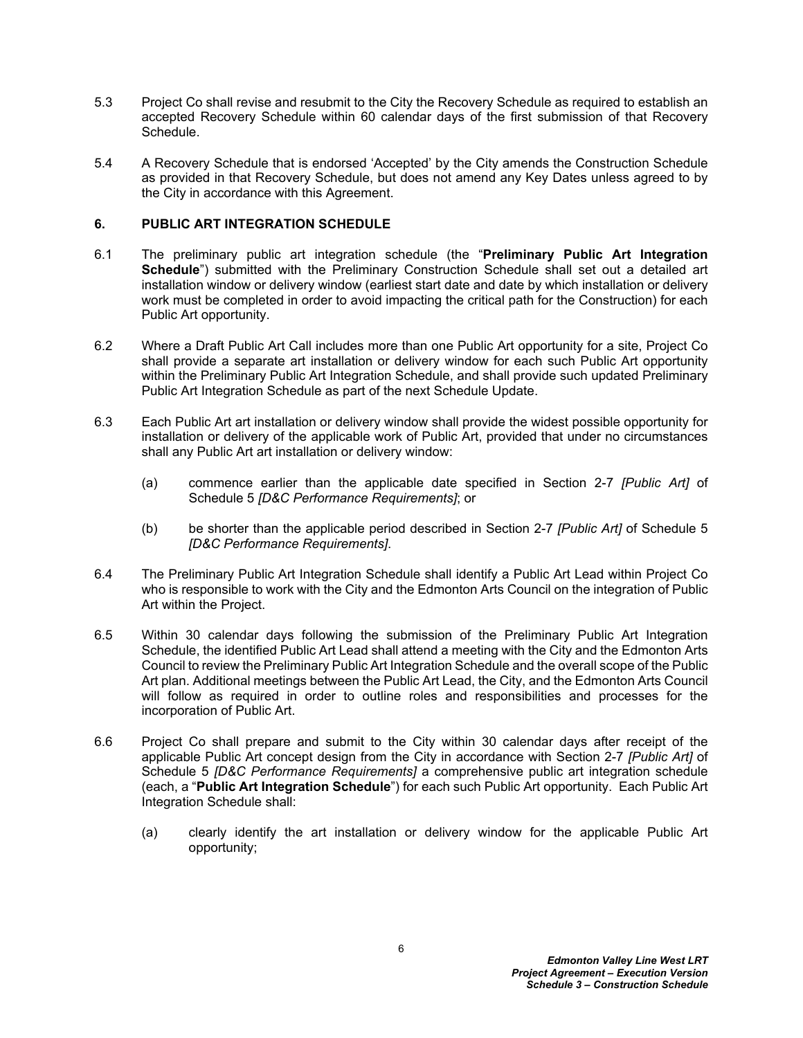5.3 Project Co shall revise and resubmit to the City the Recovery Schedule as required to establish an accepted Recovery Schedule within 60 calendar days of the first submission of that Recovery Schedule.

5.4 A Recovery Schedule that is endorsed 'Accepted' by the City amends the Construction Schedule as provided in that Recovery Schedule, but does not amend any Key Dates unless agreed to by the City in accordance with this Agreement.

## 6. PUBLIC ART INTEGRATION SCHEDULE

6.1 The preliminary public art integration schedule (the "**Preliminary Public Art Integration Schedule**") submitted with the Preliminary Construction Schedule shall set out a detailed art installation window or delivery window (earliest start date and date by which installation or delivery work must be completed in order to avoid impacting the critical path for the Construction) for each Public Art opportunity.

6.2 Where a Draft Public Art Call includes more than one Public Art opportunity for a site, Project Co shall provide a separate art installation or delivery window for each such Public Art opportunity within the Preliminary Public Art Integration Schedule, and shall provide such updated Preliminary Public Art Integration Schedule as part of the next Schedule Update.

6.3 Each Public Art art installation or delivery window shall provide the widest possible opportunity for installation or delivery of the applicable work of Public Art, provided that under no circumstances shall any Public Art art installation or delivery window:

(a) commence earlier than the applicable date specified in Section 2-7 *[Public Art]* of Schedule 5 *[D&C Performance Requirements]*; or

(b) be shorter than the applicable period described in Section 2-7 *[Public Art]* of Schedule 5 *[D&C Performance Requirements]*.

6.4 The Preliminary Public Art Integration Schedule shall identify a Public Art Lead within Project Co who is responsible to work with the City and the Edmonton Arts Council on the integration of Public Art within the Project.

6.5 Within 30 calendar days following the submission of the Preliminary Public Art Integration Schedule, the identified Public Art Lead shall attend a meeting with the City and the Edmonton Arts Council to review the Preliminary Public Art Integration Schedule and the overall scope of the Public Art plan. Additional meetings between the Public Art Lead, the City, and the Edmonton Arts Council will follow as required in order to outline roles and responsibilities and processes for the incorporation of Public Art.

6.6 Project Co shall prepare and submit to the City within 30 calendar days after receipt of the applicable Public Art concept design from the City in accordance with Section 2-7 *[Public Art]* of Schedule 5 *[D&C Performance Requirements]* a comprehensive public art integration schedule (each, a "**Public Art Integration Schedule**") for each such Public Art opportunity. Each Public Art Integration Schedule shall:

(a) clearly identify the art installation or delivery window for the applicable Public Art opportunity;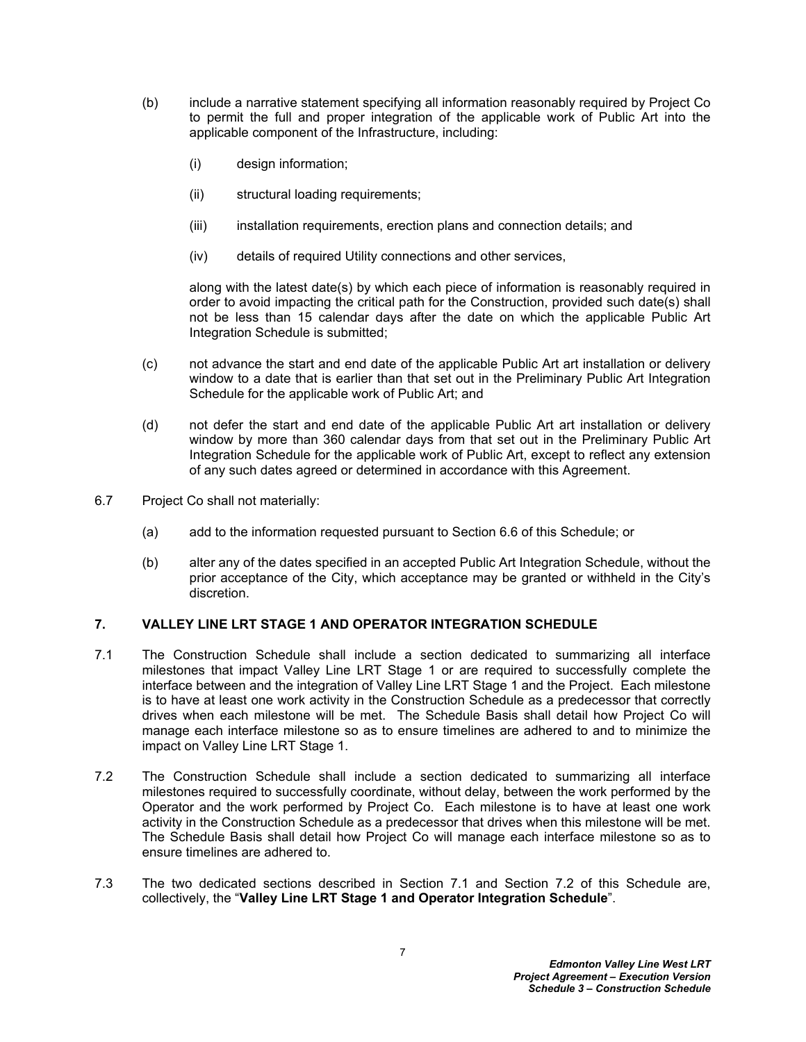(b) include a narrative statement specifying all information reasonably required by Project Co to permit the full and proper integration of the applicable work of Public Art into the applicable component of the Infrastructure, including:

   (i) design information;

   (ii) structural loading requirements;

   (iii) installation requirements, erection plans and connection details; and

   (iv) details of required Utility connections and other services,

   along with the latest date(s) by which each piece of information is reasonably required in order to avoid impacting the critical path for the Construction, provided such date(s) shall not be less than 15 calendar days after the date on which the applicable Public Art Integration Schedule is submitted;

(c) not advance the start and end date of the applicable Public Art art installation or delivery window to a date that is earlier than that set out in the Preliminary Public Art Integration Schedule for the applicable work of Public Art; and

(d) not defer the start and end date of the applicable Public Art art installation or delivery window by more than 360 calendar days from that set out in the Preliminary Public Art Integration Schedule for the applicable work of Public Art, except to reflect any extension of any such dates agreed or determined in accordance with this Agreement.

6.7 Project Co shall not materially:

(a) add to the information requested pursuant to Section 6.6 of this Schedule; or

(b) alter any of the dates specified in an accepted Public Art Integration Schedule, without the prior acceptance of the City, which acceptance may be granted or withheld in the City's discretion.

## 7. VALLEY LINE LRT STAGE 1 AND OPERATOR INTEGRATION SCHEDULE

7.1 The Construction Schedule shall include a section dedicated to summarizing all interface milestones that impact Valley Line LRT Stage 1 or are required to successfully complete the interface between and the integration of Valley Line LRT Stage 1 and the Project. Each milestone is to have at least one work activity in the Construction Schedule as a predecessor that correctly drives when each milestone will be met. The Schedule Basis shall detail how Project Co will manage each interface milestone so as to ensure timelines are adhered to and to minimize the impact on Valley Line LRT Stage 1.

7.2 The Construction Schedule shall include a section dedicated to summarizing all interface milestones required to successfully coordinate, without delay, between the work performed by the Operator and the work performed by Project Co. Each milestone is to have at least one work activity in the Construction Schedule as a predecessor that drives when this milestone will be met. The Schedule Basis shall detail how Project Co will manage each interface milestone so as to ensure timelines are adhered to.

7.3 The two dedicated sections described in Section 7.1 and Section 7.2 of this Schedule are, collectively, the "**Valley Line LRT Stage 1 and Operator Integration Schedule**".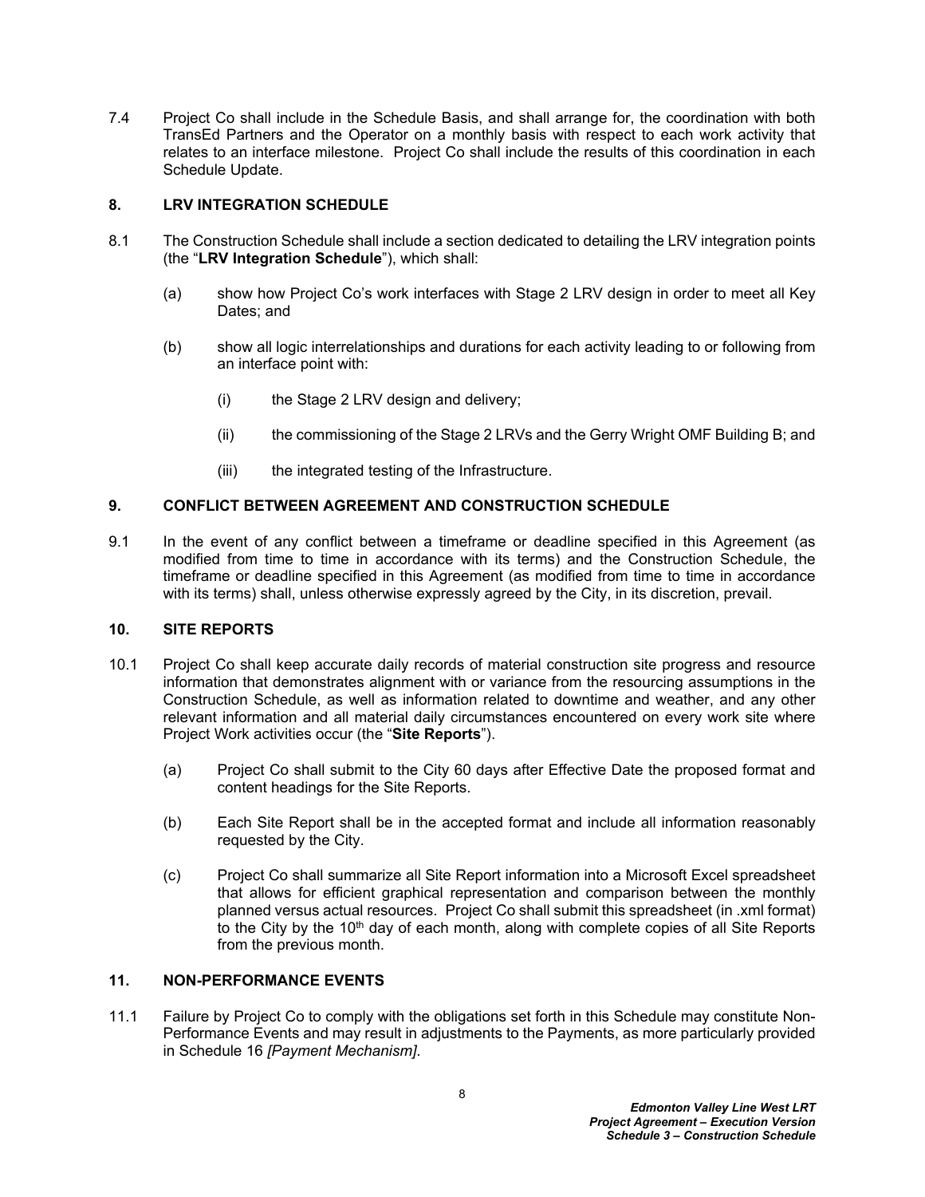7.4 Project Co shall include in the Schedule Basis, and shall arrange for, the coordination with both TransEd Partners and the Operator on a monthly basis with respect to each work activity that relates to an interface milestone. Project Co shall include the results of this coordination in each Schedule Update.

## 8. LRV INTEGRATION SCHEDULE

8.1 The Construction Schedule shall include a section dedicated to detailing the LRV integration points (the "**LRV Integration Schedule**"), which shall:

(a) show how Project Co's work interfaces with Stage 2 LRV design in order to meet all Key Dates; and

(b) show all logic interrelationships and durations for each activity leading to or following from an interface point with:

(i) the Stage 2 LRV design and delivery;

(ii) the commissioning of the Stage 2 LRVs and the Gerry Wright OMF Building B; and

(iii) the integrated testing of the Infrastructure.

## 9. CONFLICT BETWEEN AGREEMENT AND CONSTRUCTION SCHEDULE

9.1 In the event of any conflict between a timeframe or deadline specified in this Agreement (as modified from time to time in accordance with its terms) and the Construction Schedule, the timeframe or deadline specified in this Agreement (as modified from time to time in accordance with its terms) shall, unless otherwise expressly agreed by the City, in its discretion, prevail.

## 10. SITE REPORTS

10.1 Project Co shall keep accurate daily records of material construction site progress and resource information that demonstrates alignment with or variance from the resourcing assumptions in the Construction Schedule, as well as information related to downtime and weather, and any other relevant information and all material daily circumstances encountered on every work site where Project Work activities occur (the "**Site Reports**").

(a) Project Co shall submit to the City 60 days after Effective Date the proposed format and content headings for the Site Reports.

(b) Each Site Report shall be in the accepted format and include all information reasonably requested by the City.

(c) Project Co shall summarize all Site Report information into a Microsoft Excel spreadsheet that allows for efficient graphical representation and comparison between the monthly planned versus actual resources. Project Co shall submit this spreadsheet (in .xml format) to the City by the 10th day of each month, along with complete copies of all Site Reports from the previous month.

## 11. NON-PERFORMANCE EVENTS

11.1 Failure by Project Co to comply with the obligations set forth in this Schedule may constitute Non-Performance Events and may result in adjustments to the Payments, as more particularly provided in Schedule 16 *[Payment Mechanism]*.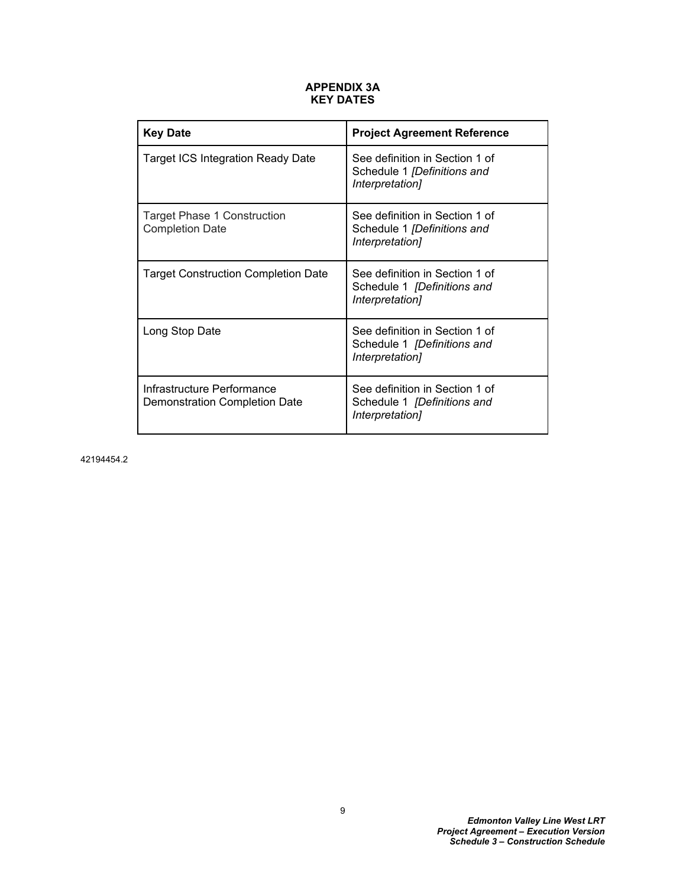# APPENDIX 3A
# KEY DATES

| Key Date | Project Agreement Reference |
|---|---|
| Target ICS Integration Ready Date | See definition in Section 1 of Schedule 1 *[Definitions and Interpretation]* |
| Target Phase 1 Construction Completion Date | See definition in Section 1 of Schedule 1 *[Definitions and Interpretation]* |
| Target Construction Completion Date | See definition in Section 1 of Schedule 1 *[Definitions and Interpretation]* |
| Long Stop Date | See definition in Section 1 of Schedule 1 *[Definitions and Interpretation]* |
| Infrastructure Performance Demonstration Completion Date | See definition in Section 1 of Schedule 1 *[Definitions and Interpretation]* |

42194454.2